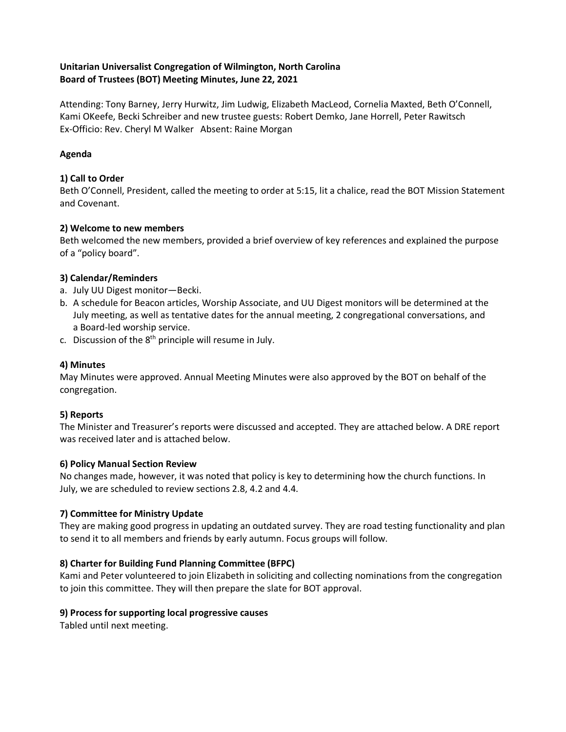**Unitarian Universalist Congregation of Wilmington, North Carolina**
**Board of Trustees (BOT) Meeting Minutes, June 22, 2021**

Attending: Tony Barney, Jerry Hurwitz, Jim Ludwig, Elizabeth MacLeod, Cornelia Maxted, Beth O'Connell, Kami OKeefe, Becki Schreiber and new trustee guests: Robert Demko, Jane Horrell, Peter Rawitsch
Ex-Officio: Rev. Cheryl M Walker Absent: Raine Morgan

**Agenda**

**1) Call to Order**
Beth O'Connell, President, called the meeting to order at 5:15, lit a chalice, read the BOT Mission Statement and Covenant.

**2) Welcome to new members**
Beth welcomed the new members, provided a brief overview of key references and explained the purpose of a "policy board".

**3) Calendar/Reminders**

a. July UU Digest monitor—Becki.
b. A schedule for Beacon articles, Worship Associate, and UU Digest monitors will be determined at the July meeting, as well as tentative dates for the annual meeting, 2 congregational conversations, and a Board-led worship service.
c. Discussion of the 8th principle will resume in July.

**4) Minutes**
May Minutes were approved. Annual Meeting Minutes were also approved by the BOT on behalf of the congregation.

**5) Reports**
The Minister and Treasurer's reports were discussed and accepted. They are attached below. A DRE report was received later and is attached below.

**6) Policy Manual Section Review**
No changes made, however, it was noted that policy is key to determining how the church functions. In July, we are scheduled to review sections 2.8, 4.2 and 4.4.

**7) Committee for Ministry Update**
They are making good progress in updating an outdated survey. They are road testing functionality and plan to send it to all members and friends by early autumn. Focus groups will follow.

**8) Charter for Building Fund Planning Committee (BFPC)**
Kami and Peter volunteered to join Elizabeth in soliciting and collecting nominations from the congregation to join this committee. They will then prepare the slate for BOT approval.

**9) Process for supporting local progressive causes**
Tabled until next meeting.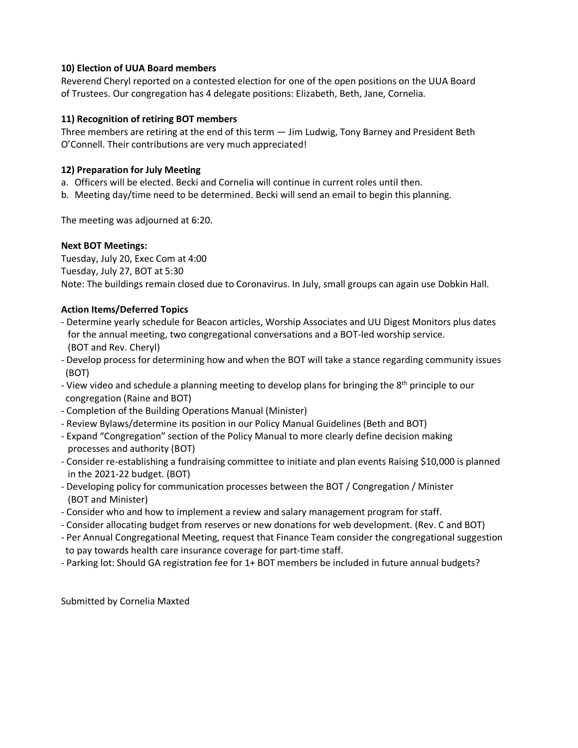**10) Election of UUA Board members**

Reverend Cheryl reported on a contested election for one of the open positions on the UUA Board of Trustees. Our congregation has 4 delegate positions: Elizabeth, Beth, Jane, Cornelia.

**11) Recognition of retiring BOT members**

Three members are retiring at the end of this term — Jim Ludwig, Tony Barney and President Beth O'Connell. Their contributions are very much appreciated!

**12) Preparation for July Meeting**

a. Officers will be elected. Becki and Cornelia will continue in current roles until then.
b. Meeting day/time need to be determined. Becki will send an email to begin this planning.

The meeting was adjourned at 6:20.

**Next BOT Meetings:**

Tuesday, July 20, Exec Com at 4:00
Tuesday, July 27, BOT at 5:30
Note: The buildings remain closed due to Coronavirus. In July, small groups can again use Dobkin Hall.

**Action Items/Deferred Topics**

- Determine yearly schedule for Beacon articles, Worship Associates and UU Digest Monitors plus dates for the annual meeting, two congregational conversations and a BOT-led worship service. (BOT and Rev. Cheryl)
- Develop process for determining how and when the BOT will take a stance regarding community issues (BOT)
- View video and schedule a planning meeting to develop plans for bringing the 8th principle to our congregation (Raine and BOT)
- Completion of the Building Operations Manual (Minister)
- Review Bylaws/determine its position in our Policy Manual Guidelines (Beth and BOT)
- Expand "Congregation" section of the Policy Manual to more clearly define decision making processes and authority (BOT)
- Consider re-establishing a fundraising committee to initiate and plan events Raising $10,000 is planned in the 2021-22 budget. (BOT)
- Developing policy for communication processes between the BOT / Congregation / Minister (BOT and Minister)
- Consider who and how to implement a review and salary management program for staff.
- Consider allocating budget from reserves or new donations for web development. (Rev. C and BOT)
- Per Annual Congregational Meeting, request that Finance Team consider the congregational suggestion to pay towards health care insurance coverage for part-time staff.
- Parking lot: Should GA registration fee for 1+ BOT members be included in future annual budgets?

Submitted by Cornelia Maxted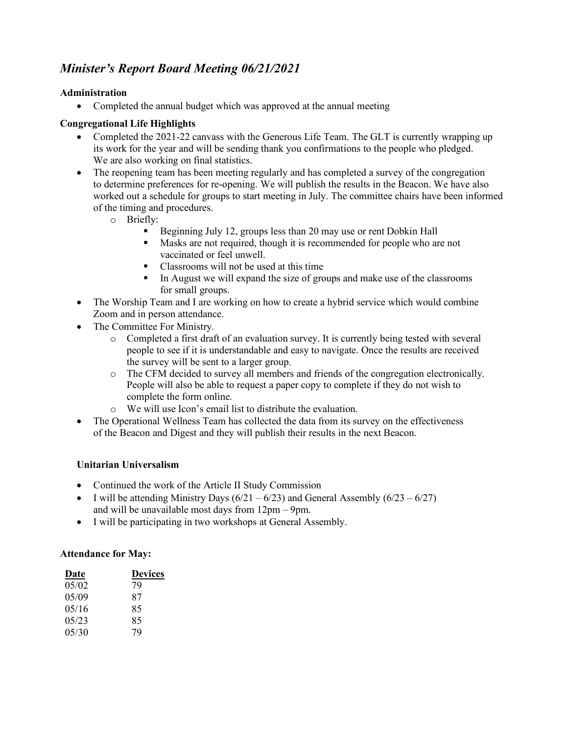# *Minister's Report Board Meeting 06/21/2021*

**Administration**

- Completed the annual budget which was approved at the annual meeting

**Congregational Life Highlights**

- Completed the 2021-22 canvass with the Generous Life Team. The GLT is currently wrapping up its work for the year and will be sending thank you confirmations to the people who pledged. We are also working on final statistics.
- The reopening team has been meeting regularly and has completed a survey of the congregation to determine preferences for re-opening. We will publish the results in the Beacon. We have also worked out a schedule for groups to start meeting in July. The committee chairs have been informed of the timing and procedures.
  - Briefly:
    - Beginning July 12, groups less than 20 may use or rent Dobkin Hall
    - Masks are not required, though it is recommended for people who are not vaccinated or feel unwell.
    - Classrooms will not be used at this time
    - In August we will expand the size of groups and make use of the classrooms for small groups.
- The Worship Team and I are working on how to create a hybrid service which would combine Zoom and in person attendance.
- The Committee For Ministry.
  - Completed a first draft of an evaluation survey. It is currently being tested with several people to see if it is understandable and easy to navigate. Once the results are received the survey will be sent to a larger group.
  - The CFM decided to survey all members and friends of the congregation electronically. People will also be able to request a paper copy to complete if they do not wish to complete the form online.
  - We will use Icon's email list to distribute the evaluation.
- The Operational Wellness Team has collected the data from its survey on the effectiveness of the Beacon and Digest and they will publish their results in the next Beacon.

**Unitarian Universalism**

- Continued the work of the Article II Study Commission
- I will be attending Ministry Days (6/21 – 6/23) and General Assembly (6/23 – 6/27) and will be unavailable most days from 12pm – 9pm.
- I will be participating in two workshops at General Assembly.

**Attendance for May:**

| Date | Devices |
|---|---|
| 05/02 | 79 |
| 05/09 | 87 |
| 05/16 | 85 |
| 05/23 | 85 |
| 05/30 | 79 |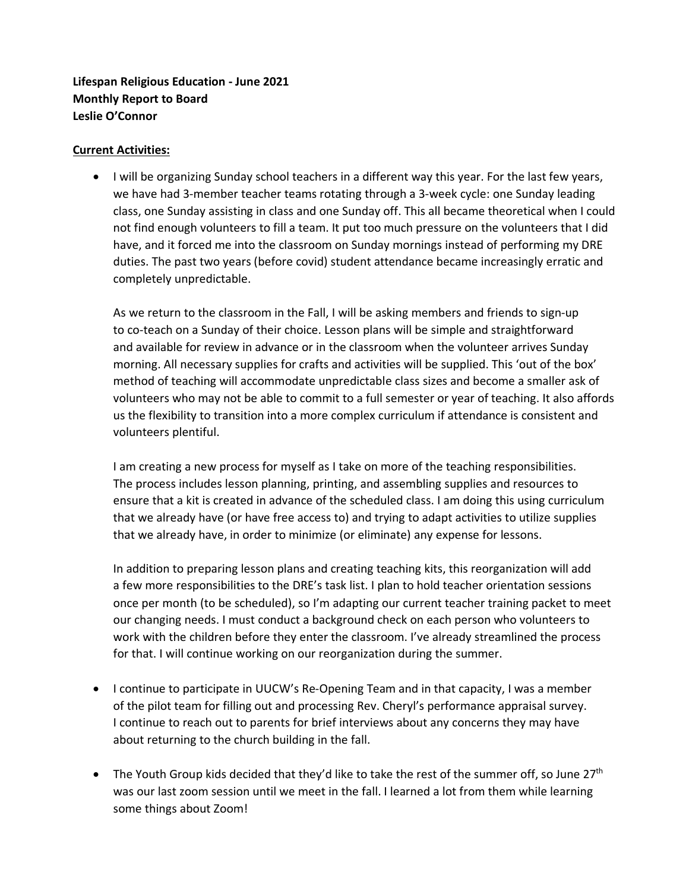**Lifespan Religious Education - June 2021**
**Monthly Report to Board**
**Leslie O'Connor**

**Current Activities:**

- I will be organizing Sunday school teachers in a different way this year. For the last few years, we have had 3-member teacher teams rotating through a 3-week cycle: one Sunday leading class, one Sunday assisting in class and one Sunday off. This all became theoretical when I could not find enough volunteers to fill a team. It put too much pressure on the volunteers that I did have, and it forced me into the classroom on Sunday mornings instead of performing my DRE duties. The past two years (before covid) student attendance became increasingly erratic and completely unpredictable.

  As we return to the classroom in the Fall, I will be asking members and friends to sign-up to co-teach on a Sunday of their choice. Lesson plans will be simple and straightforward and available for review in advance or in the classroom when the volunteer arrives Sunday morning. All necessary supplies for crafts and activities will be supplied. This 'out of the box' method of teaching will accommodate unpredictable class sizes and become a smaller ask of volunteers who may not be able to commit to a full semester or year of teaching. It also affords us the flexibility to transition into a more complex curriculum if attendance is consistent and volunteers plentiful.

  I am creating a new process for myself as I take on more of the teaching responsibilities. The process includes lesson planning, printing, and assembling supplies and resources to ensure that a kit is created in advance of the scheduled class. I am doing this using curriculum that we already have (or have free access to) and trying to adapt activities to utilize supplies that we already have, in order to minimize (or eliminate) any expense for lessons.

  In addition to preparing lesson plans and creating teaching kits, this reorganization will add a few more responsibilities to the DRE's task list. I plan to hold teacher orientation sessions once per month (to be scheduled), so I'm adapting our current teacher training packet to meet our changing needs. I must conduct a background check on each person who volunteers to work with the children before they enter the classroom. I've already streamlined the process for that. I will continue working on our reorganization during the summer.

- I continue to participate in UUCW's Re-Opening Team and in that capacity, I was a member of the pilot team for filling out and processing Rev. Cheryl's performance appraisal survey. I continue to reach out to parents for brief interviews about any concerns they may have about returning to the church building in the fall.

- The Youth Group kids decided that they'd like to take the rest of the summer off, so June 27th was our last zoom session until we meet in the fall. I learned a lot from them while learning some things about Zoom!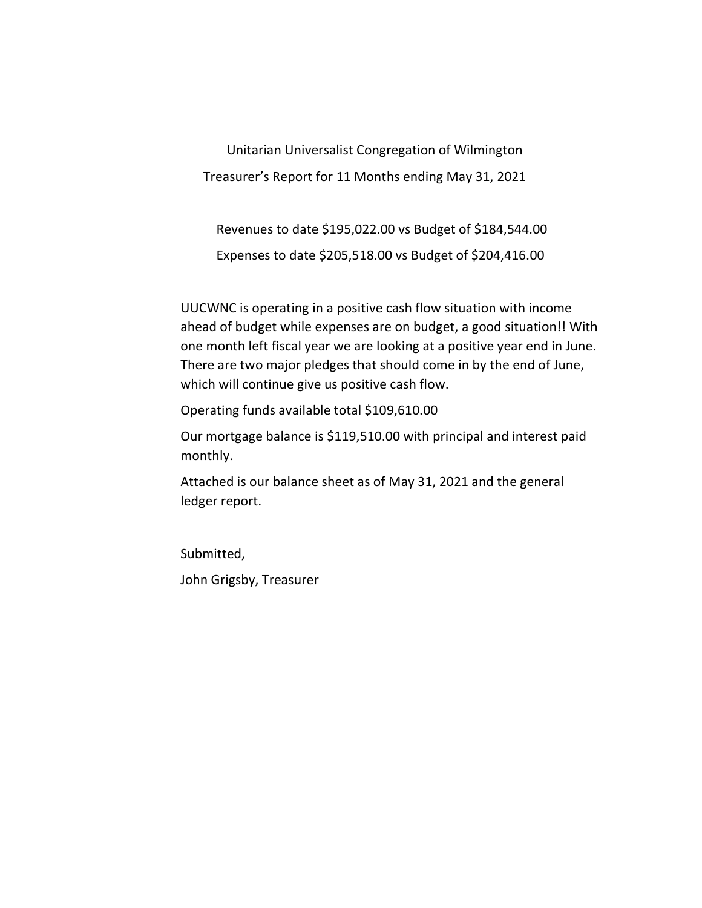Unitarian Universalist Congregation of Wilmington

Treasurer's Report for 11 Months ending May 31, 2021

Revenues to date $195,022.00 vs Budget of $184,544.00

Expenses to date $205,518.00 vs Budget of $204,416.00

UUCWNC is operating in a positive cash flow situation with income ahead of budget while expenses are on budget, a good situation!! With one month left fiscal year we are looking at a positive year end in June. There are two major pledges that should come in by the end of June, which will continue give us positive cash flow.

Operating funds available total $109,610.00

Our mortgage balance is $119,510.00 with principal and interest paid monthly.

Attached is our balance sheet as of May 31, 2021 and the general ledger report.

Submitted,

John Grigsby, Treasurer